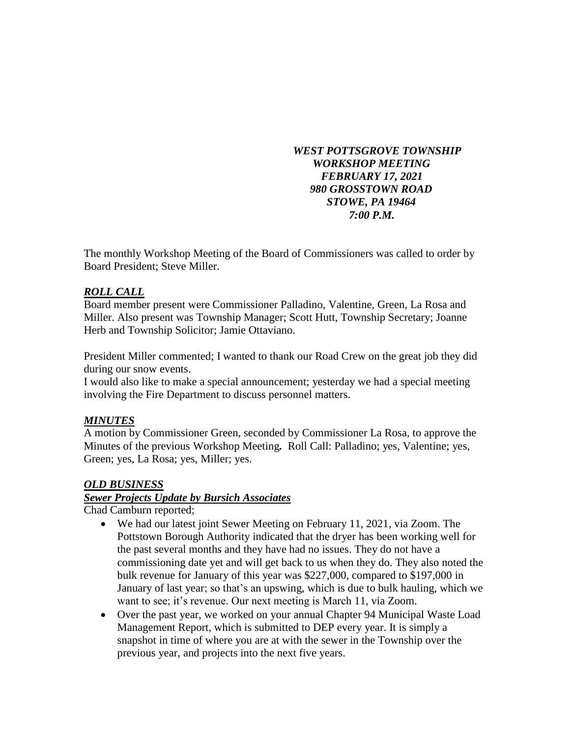***WEST POTTSGROVE TOWNSHIP***
***WORKSHOP MEETING***
***FEBRUARY 17, 2021***
***980 GROSSTOWN ROAD***
***STOWE, PA 19464***
***7:00 P.M.***

The monthly Workshop Meeting of the Board of Commissioners was called to order by Board President; Steve Miller.

## ***ROLL CALL***

Board member present were Commissioner Palladino, Valentine, Green, La Rosa and Miller. Also present was Township Manager; Scott Hutt, Township Secretary; Joanne Herb and Township Solicitor; Jamie Ottaviano.

President Miller commented; I wanted to thank our Road Crew on the great job they did during our snow events.

I would also like to make a special announcement; yesterday we had a special meeting involving the Fire Department to discuss personnel matters.

## ***MINUTES***

A motion by Commissioner Green, seconded by Commissioner La Rosa, to approve the Minutes of the previous Workshop Meeting**.** Roll Call: Palladino; yes, Valentine; yes, Green; yes, La Rosa; yes, Miller; yes.

## ***OLD BUSINESS***

### ***Sewer Projects Update by Bursich Associates***

Chad Camburn reported;

- We had our latest joint Sewer Meeting on February 11, 2021, via Zoom. The Pottstown Borough Authority indicated that the dryer has been working well for the past several months and they have had no issues. They do not have a commissioning date yet and will get back to us when they do. They also noted the bulk revenue for January of this year was $227,000, compared to $197,000 in January of last year; so that's an upswing, which is due to bulk hauling, which we want to see; it's revenue. Our next meeting is March 11, via Zoom.
- Over the past year, we worked on your annual Chapter 94 Municipal Waste Load Management Report, which is submitted to DEP every year. It is simply a snapshot in time of where you are at with the sewer in the Township over the previous year, and projects into the next five years.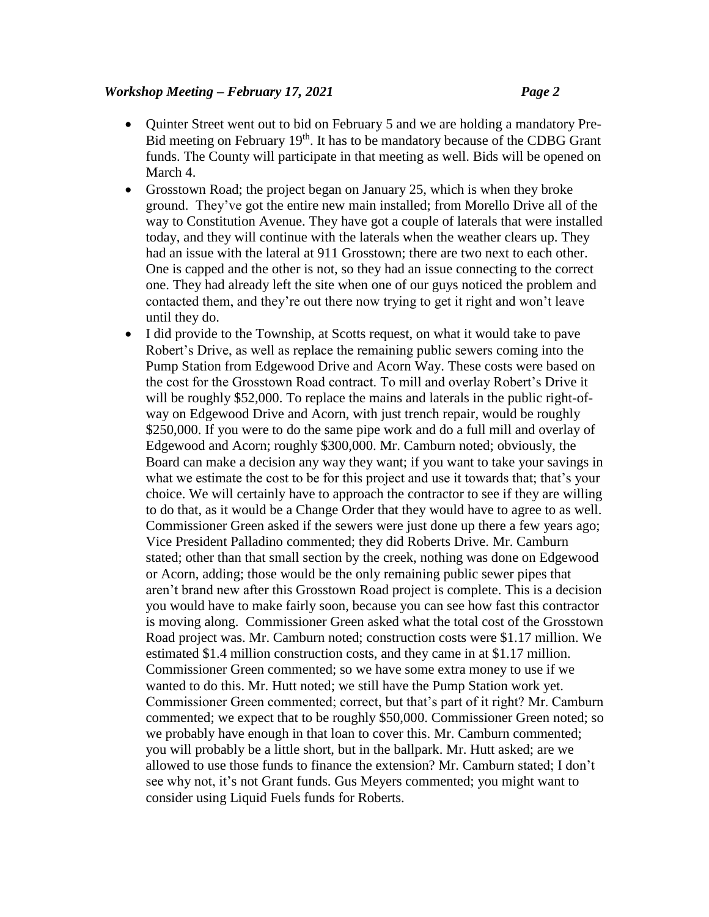- Quinter Street went out to bid on February 5 and we are holding a mandatory Pre-Bid meeting on February 19th. It has to be mandatory because of the CDBG Grant funds. The County will participate in that meeting as well. Bids will be opened on March 4.
- Grosstown Road; the project began on January 25, which is when they broke ground. They've got the entire new main installed; from Morello Drive all of the way to Constitution Avenue. They have got a couple of laterals that were installed today, and they will continue with the laterals when the weather clears up. They had an issue with the lateral at 911 Grosstown; there are two next to each other. One is capped and the other is not, so they had an issue connecting to the correct one. They had already left the site when one of our guys noticed the problem and contacted them, and they're out there now trying to get it right and won't leave until they do.
- I did provide to the Township, at Scotts request, on what it would take to pave Robert's Drive, as well as replace the remaining public sewers coming into the Pump Station from Edgewood Drive and Acorn Way. These costs were based on the cost for the Grosstown Road contract. To mill and overlay Robert's Drive it will be roughly $52,000. To replace the mains and laterals in the public right-of-way on Edgewood Drive and Acorn, with just trench repair, would be roughly $250,000. If you were to do the same pipe work and do a full mill and overlay of Edgewood and Acorn; roughly $300,000. Mr. Camburn noted; obviously, the Board can make a decision any way they want; if you want to take your savings in what we estimate the cost to be for this project and use it towards that; that's your choice. We will certainly have to approach the contractor to see if they are willing to do that, as it would be a Change Order that they would have to agree to as well. Commissioner Green asked if the sewers were just done up there a few years ago; Vice President Palladino commented; they did Roberts Drive. Mr. Camburn stated; other than that small section by the creek, nothing was done on Edgewood or Acorn, adding; those would be the only remaining public sewer pipes that aren't brand new after this Grosstown Road project is complete. This is a decision you would have to make fairly soon, because you can see how fast this contractor is moving along. Commissioner Green asked what the total cost of the Grosstown Road project was. Mr. Camburn noted; construction costs were $1.17 million. We estimated $1.4 million construction costs, and they came in at $1.17 million. Commissioner Green commented; so we have some extra money to use if we wanted to do this. Mr. Hutt noted; we still have the Pump Station work yet. Commissioner Green commented; correct, but that's part of it right? Mr. Camburn commented; we expect that to be roughly $50,000. Commissioner Green noted; so we probably have enough in that loan to cover this. Mr. Camburn commented; you will probably be a little short, but in the ballpark. Mr. Hutt asked; are we allowed to use those funds to finance the extension? Mr. Camburn stated; I don't see why not, it's not Grant funds. Gus Meyers commented; you might want to consider using Liquid Fuels funds for Roberts.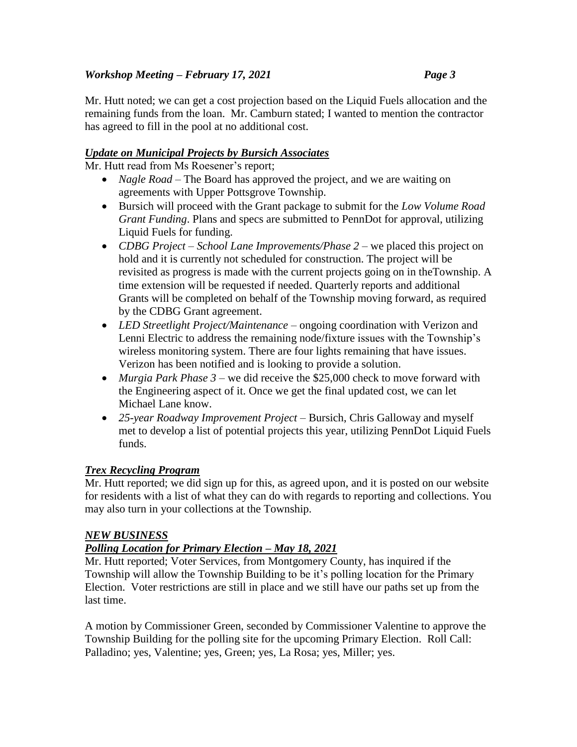Mr. Hutt noted; we can get a cost projection based on the Liquid Fuels allocation and the remaining funds from the loan. Mr. Camburn stated; I wanted to mention the contractor has agreed to fill in the pool at no additional cost.

***Update on Municipal Projects by Bursich Associates***

Mr. Hutt read from Ms Roesener's report;

- *Nagle Road* – The Board has approved the project, and we are waiting on agreements with Upper Pottsgrove Township.
- Bursich will proceed with the Grant package to submit for the *Low Volume Road Grant Funding*. Plans and specs are submitted to PennDot for approval, utilizing Liquid Fuels for funding.
- *CDBG Project – School Lane Improvements/Phase 2* – we placed this project on hold and it is currently not scheduled for construction. The project will be revisited as progress is made with the current projects going on in theTownship. A time extension will be requested if needed. Quarterly reports and additional Grants will be completed on behalf of the Township moving forward, as required by the CDBG Grant agreement.
- *LED Streetlight Project/Maintenance* – ongoing coordination with Verizon and Lenni Electric to address the remaining node/fixture issues with the Township's wireless monitoring system. There are four lights remaining that have issues. Verizon has been notified and is looking to provide a solution.
- *Murgia Park Phase 3* – we did receive the $25,000 check to move forward with the Engineering aspect of it. Once we get the final updated cost, we can let Michael Lane know.
- *25-year Roadway Improvement Project* – Bursich, Chris Galloway and myself met to develop a list of potential projects this year, utilizing PennDot Liquid Fuels funds.

***Trex Recycling Program***

Mr. Hutt reported; we did sign up for this, as agreed upon, and it is posted on our website for residents with a list of what they can do with regards to reporting and collections. You may also turn in your collections at the Township.

***NEW BUSINESS***

***Polling Location for Primary Election – May 18, 2021***

Mr. Hutt reported; Voter Services, from Montgomery County, has inquired if the Township will allow the Township Building to be it's polling location for the Primary Election. Voter restrictions are still in place and we still have our paths set up from the last time.

A motion by Commissioner Green, seconded by Commissioner Valentine to approve the Township Building for the polling site for the upcoming Primary Election. Roll Call: Palladino; yes, Valentine; yes, Green; yes, La Rosa; yes, Miller; yes.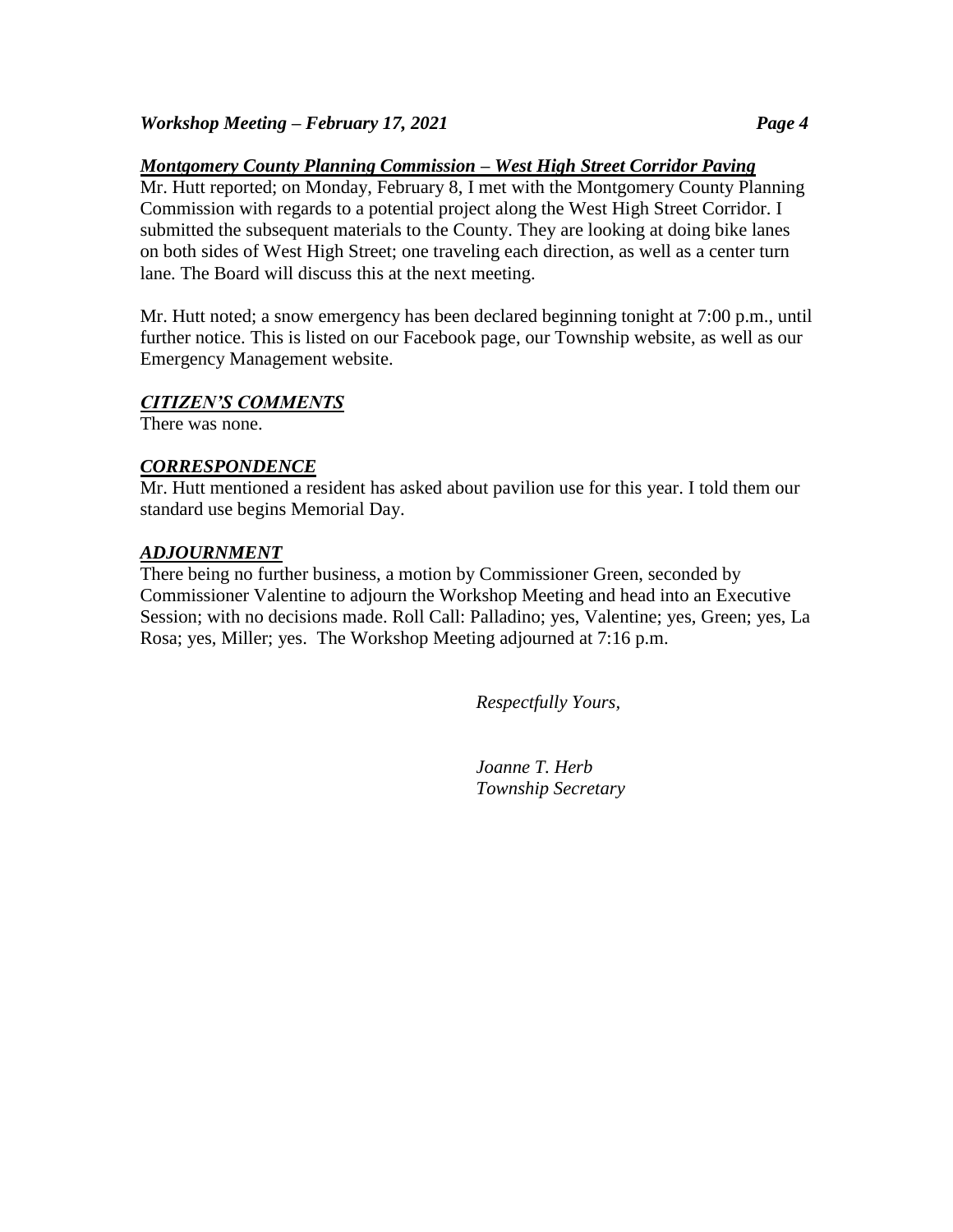***Montgomery County Planning Commission – West High Street Corridor Paving***

Mr. Hutt reported; on Monday, February 8, I met with the Montgomery County Planning Commission with regards to a potential project along the West High Street Corridor. I submitted the subsequent materials to the County. They are looking at doing bike lanes on both sides of West High Street; one traveling each direction, as well as a center turn lane. The Board will discuss this at the next meeting.

Mr. Hutt noted; a snow emergency has been declared beginning tonight at 7:00 p.m., until further notice. This is listed on our Facebook page, our Township website, as well as our Emergency Management website.

***CITIZEN'S COMMENTS***

There was none.

***CORRESPONDENCE***

Mr. Hutt mentioned a resident has asked about pavilion use for this year. I told them our standard use begins Memorial Day.

***ADJOURNMENT***

There being no further business, a motion by Commissioner Green, seconded by Commissioner Valentine to adjourn the Workshop Meeting and head into an Executive Session; with no decisions made. Roll Call: Palladino; yes, Valentine; yes, Green; yes, La Rosa; yes, Miller; yes. The Workshop Meeting adjourned at 7:16 p.m.

*Respectfully Yours,*

*Joanne T. Herb*
*Township Secretary*